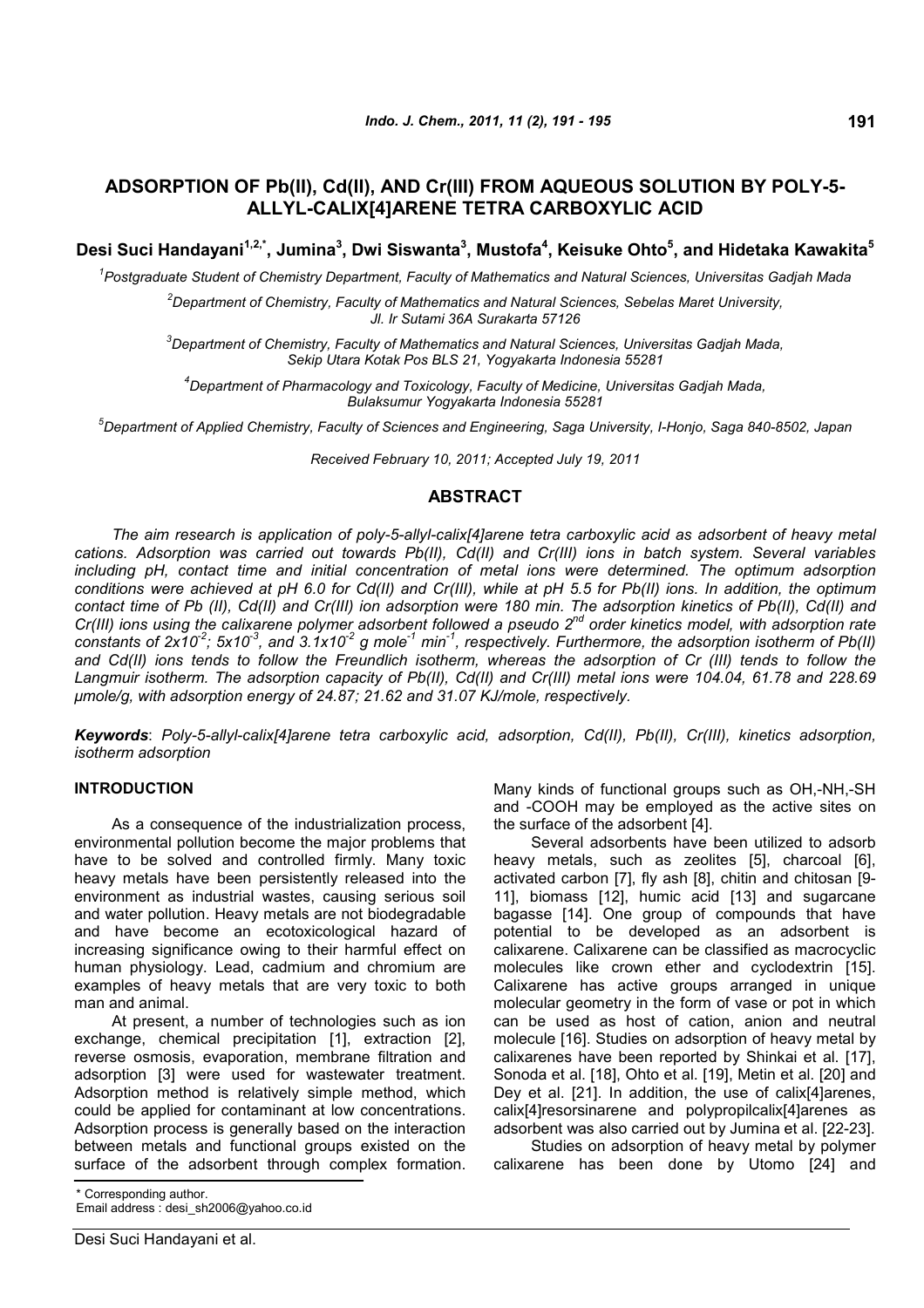# ADSORPTION OF Pb(II), Cd(II), AND Cr(III) FROM AQUEOUS SOLUTION BY POLY-5-ALLYL-CALIX[4]ARENE TETRA CARBOXYLIC ACID

**Desi Suci Handayani[1,2,*], Jumina[3], Dwi Siswanta[3], Mustofa[4], Keisuke Ohto[5], and Hidetaka Kawakita[5]**

[1]*Postgraduate Student of Chemistry Department, Faculty of Mathematics and Natural Sciences, Universitas Gadjah Mada*

[2]*Department of Chemistry, Faculty of Mathematics and Natural Sciences, Sebelas Maret University, Jl. Ir Sutami 36A Surakarta 57126*

[3]*Department of Chemistry, Faculty of Mathematics and Natural Sciences, Universitas Gadjah Mada, Sekip Utara Kotak Pos BLS 21, Yogyakarta Indonesia 55281*

[4]*Department of Pharmacology and Toxicology, Faculty of Medicine, Universitas Gadjah Mada, Bulaksumur Yogyakarta Indonesia 55281*

[5]*Department of Applied Chemistry, Faculty of Sciences and Engineering, Saga University, I-Honjo, Saga 840-8502, Japan*

*Received February 10, 2011; Accepted July 19, 2011*

## ABSTRACT

*The aim research is application of poly-5-allyl-calix[4]arene tetra carboxylic acid as adsorbent of heavy metal cations. Adsorption was carried out towards Pb(II), Cd(II) and Cr(III) ions in batch system. Several variables including pH, contact time and initial concentration of metal ions were determined. The optimum adsorption conditions were achieved at pH 6.0 for Cd(II) and Cr(III), while at pH 5.5 for Pb(II) ions. In addition, the optimum contact time of Pb (II), Cd(II) and Cr(III) ion adsorption were 180 min. The adsorption kinetics of Pb(II), Cd(II) and Cr(III) ions using the calixarene polymer adsorbent followed a pseudo 2nd order kinetics model, with adsorption rate constants of $2x10^{-2}$; $5x10^{-3}$, and $3.1x10^{-2}$ g $mole^{-1}$ $min^{-1}$, respectively. Furthermore, the adsorption isotherm of Pb(II) and Cd(II) ions tends to follow the Freundlich isotherm, whereas the adsorption of Cr (III) tends to follow the Langmuir isotherm. The adsorption capacity of Pb(II), Cd(II) and Cr(III) metal ions were 104.04, 61.78 and 228.69 μmole/g, with adsorption energy of 24.87; 21.62 and 31.07 KJ/mole, respectively.*

***Keywords***: *Poly-5-allyl-calix[4]arene tetra carboxylic acid, adsorption, Cd(II), Pb(II), Cr(III), kinetics adsorption, isotherm adsorption*

## INTRODUCTION

As a consequence of the industrialization process, environmental pollution become the major problems that have to be solved and controlled firmly. Many toxic heavy metals have been persistently released into the environment as industrial wastes, causing serious soil and water pollution. Heavy metals are not biodegradable and have become an ecotoxicological hazard of increasing significance owing to their harmful effect on human physiology. Lead, cadmium and chromium are examples of heavy metals that are very toxic to both man and animal.

At present, a number of technologies such as ion exchange, chemical precipitation [1], extraction [2], reverse osmosis, evaporation, membrane filtration and adsorption [3] were used for wastewater treatment. Adsorption method is relatively simple method, which could be applied for contaminant at low concentrations. Adsorption process is generally based on the interaction between metals and functional groups existed on the surface of the adsorbent through complex formation. Many kinds of functional groups such as OH,-NH,-SH and -COOH may be employed as the active sites on the surface of the adsorbent [4].

Several adsorbents have been utilized to adsorb heavy metals, such as zeolites [5], charcoal [6], activated carbon [7], fly ash [8], chitin and chitosan [9-11], biomass [12], humic acid [13] and sugarcane bagasse [14]. One group of compounds that have potential to be developed as an adsorbent is calixarene. Calixarene can be classified as macrocyclic molecules like crown ether and cyclodextrin [15]. Calixarene has active groups arranged in unique molecular geometry in the form of vase or pot in which can be used as host of cation, anion and neutral molecule [16]. Studies on adsorption of heavy metal by calixarenes have been reported by Shinkai et al. [17], Sonoda et al. [18], Ohto et al. [19], Metin et al. [20] and Dey et al. [21]. In addition, the use of calix[4]arenes, calix[4]resorsinarene and polypropilcalix[4]arenes as adsorbent was also carried out by Jumina et al. [22-23].

Studies on adsorption of heavy metal by polymer calixarene has been done by Utomo [24] and

\* Corresponding author.
Email address : desi_sh2006@yahoo.co.id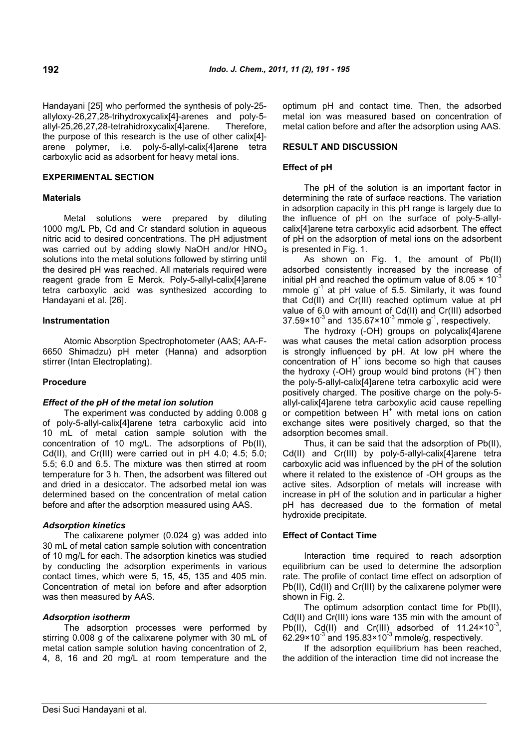Handayani [25] who performed the synthesis of poly-25-allyloxy-26,27,28-trihydroxycalix[4]-arenes and poly-5-allyl-25,26,27,28-tetrahidroxycalix[4]arene. Therefore, the purpose of this research is the use of other calix[4]-arene polymer, i.e. poly-5-allyl-calix[4]arene tetra carboxylic acid as adsorbent for heavy metal ions.

## EXPERIMENTAL SECTION

### Materials

Metal solutions were prepared by diluting 1000 mg/L Pb, Cd and Cr standard solution in aqueous nitric acid to desired concentrations. The pH adjustment was carried out by adding slowly NaOH and/or $HNO_3$ solutions into the metal solutions followed by stirring until the desired pH was reached. All materials required were reagent grade from E Merck. Poly-5-allyl-calix[4]arene tetra carboxylic acid was synthesized according to Handayani et al. [26].

### Instrumentation

Atomic Absorption Spectrophotometer (AAS; AA-F-6650 Shimadzu) pH meter (Hanna) and adsorption stirrer (Intan Electroplating).

### Procedure

#### *Effect of the pH of the metal ion solution*

The experiment was conducted by adding 0.008 g of poly-5-allyl-calix[4]arene tetra carboxylic acid into 10 mL of metal cation sample solution with the concentration of 10 mg/L. The adsorptions of Pb(II), Cd(II), and Cr(III) were carried out in pH 4.0; 4.5; 5.0; 5.5; 6.0 and 6.5. The mixture was then stirred at room temperature for 3 h. Then, the adsorbent was filtered out and dried in a desiccator. The adsorbed metal ion was determined based on the concentration of metal cation before and after the adsorption measured using AAS.

#### *Adsorption kinetics*

The calixarene polymer (0.024 g) was added into 30 mL of metal cation sample solution with concentration of 10 mg/L for each. The adsorption kinetics was studied by conducting the adsorption experiments in various contact times, which were 5, 15, 45, 135 and 405 min. Concentration of metal ion before and after adsorption was then measured by AAS.

#### *Adsorption isotherm*

The adsorption processes were performed by stirring 0.008 g of the calixarene polymer with 30 mL of metal cation sample solution having concentration of 2, 4, 8, 16 and 20 mg/L at room temperature and the optimum pH and contact time. Then, the adsorbed metal ion was measured based on concentration of metal cation before and after the adsorption using AAS.

## RESULT AND DISCUSSION

### Effect of pH

The pH of the solution is an important factor in determining the rate of surface reactions. The variation in adsorption capacity in this pH range is largely due to the influence of pH on the surface of poly-5-allyl-calix[4]arene tetra carboxylic acid adsorbent. The effect of pH on the adsorption of metal ions on the adsorbent is presented in Fig. 1.

As shown on Fig. 1, the amount of Pb(II) adsorbed consistently increased by the increase of initial pH and reached the optimum value of $8.05 \times 10^{-3}$ mmole $g^{-1}$ at pH value of 5.5. Similarly, it was found that Cd(II) and Cr(III) reached optimum value at pH value of 6.0 with amount of Cd(II) and Cr(III) adsorbed $37.59 \times 10^{-3}$ and $135.67 \times 10^{-3}$ mmole $g^{-1}$, respectively.

The hydroxy (-OH) groups on polycalix[4]arene was what causes the metal cation adsorption process is strongly influenced by pH. At low pH where the concentration of $H^+$ ions become so high that causes the hydroxy (-OH) group would bind protons ($H^+$) then the poly-5-allyl-calix[4]arene tetra carboxylic acid were positively charged. The positive charge on the poly-5-allyl-calix[4]arene tetra carboxylic acid cause repelling or competition between $H^+$ with metal ions on cation exchange sites were positively charged, so that the adsorption becomes small.

Thus, it can be said that the adsorption of Pb(II), Cd(II) and Cr(III) by poly-5-allyl-calix[4]arene tetra carboxylic acid was influenced by the pH of the solution where it related to the existence of -OH groups as the active sites. Adsorption of metals will increase with increase in pH of the solution and in particular a higher pH has decreased due to the formation of metal hydroxide precipitate.

### Effect of Contact Time

Interaction time required to reach adsorption equilibrium can be used to determine the adsorption rate. The profile of contact time effect on adsorption of Pb(II), Cd(II) and Cr(III) by the calixarene polymer were shown in Fig. 2.

The optimum adsorption contact time for Pb(II), Cd(II) and Cr(III) ions ware 135 min with the amount of Pb(II), Cd(II) and Cr(III) adsorbed of $11.24 \times 10^{-3}$, $62.29 \times 10^{-3}$ and $195.83 \times 10^{-3}$ mmole/g, respectively.

If the adsorption equilibrium has been reached, the addition of the interaction time did not increase the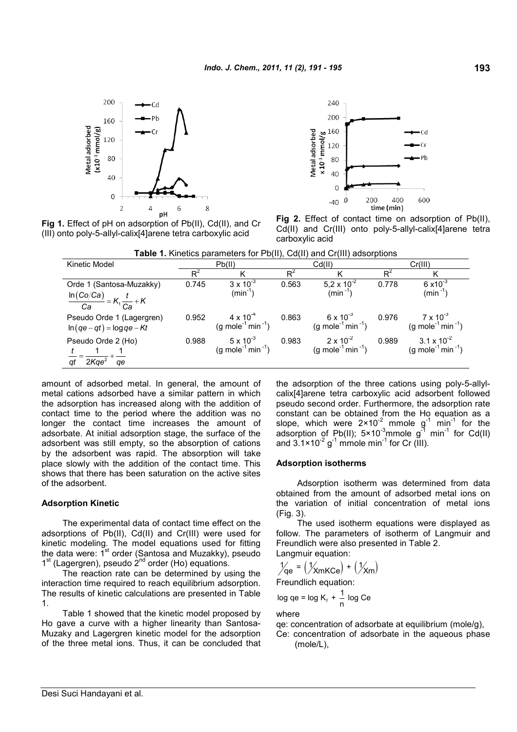Fig 1. Effect of pH on adsorption of Pb(II), Cd(II), and Cr (III) onto poly-5-allyl-calix[4]arene tetra carboxylic acid

Fig 2. Effect of contact time on adsorption of Pb(II), Cd(II) and Cr(III) onto poly-5-allyl-calix[4]arene tetra carboxylic acid

**Table 1.** Kinetics parameters for Pb(II), Cd(II) and Cr(III) adsorptions

| Kinetic Model | Pb(II) | | Cd(II) | | Cr(III) | |
|---|---|---|---|---|---|---|
| | $R^2$ | K | $R^2$ | K | $R^2$ | K |
| Orde 1 (Santosa-Muzakky) $\frac{\ln(Co/Ca)}{Ca} = K_1 \frac{t}{Ca} + K$ | 0.745 | $3 \times 10^{-3}$ ($min^{-1}$) | 0.563 | $5{,}2 \times 10^{-2}$ ($min^{-1}$) | 0.778 | $6 \times 10^{-3}$ ($min^{-1}$) |
| Pseudo Orde 1 (Lagergren) $\ln(qe - qt) = \log qe - Kt$ | 0.952 | $4 \times 10^{-4}$ (g $mole^{-1}$ $min^{-1}$) | 0.863 | $6 \times 10^{-3}$ (g $mole^{-1}$ $min^{-1}$) | 0.976 | $7 \times 10^{-3}$ (g $mole^{-1}$ $min^{-1}$) |
| Pseudo Orde 2 (Ho) $\frac{t}{qt} = \frac{1}{2Kqe^2} + \frac{1}{qe}$ | 0.988 | $5 \times 10^{-3}$ (g $mole^{-1}$ $min^{-1}$) | 0.983 | $2 \times 10^{-2}$ (g $mole^{-1}$ $min^{-1}$) | 0.989 | $3.1 \times 10^{-2}$ (g $mole^{-1}$ $min^{-1}$) |

amount of adsorbed metal. In general, the amount of metal cations adsorbed have a similar pattern in which the adsorption has increased along with the addition of contact time to the period where the addition was no longer the contact time increases the amount of adsorbate. At initial adsorption stage, the surface of the adsorbent was still empty, so the absorption of cations by the adsorbent was rapid. The absorption will take place slowly with the addition of the contact time. This shows that there has been saturation on the active sites of the adsorbent.

### Adsorption Kinetic

The experimental data of contact time effect on the adsorptions of Pb(II), Cd(II) and Cr(III) were used for kinetic modeling. The model equations used for fitting the data were: 1st order (Santosa and Muzakky), pseudo 1st (Lagergren), pseudo 2nd order (Ho) equations.

The reaction rate can be determined by using the interaction time required to reach equilibrium adsorption. The results of kinetic calculations are presented in Table 1.

Table 1 showed that the kinetic model proposed by Ho gave a curve with a higher linearity than Santosa-Muzaky and Lagergren kinetic model for the adsorption of the three metal ions. Thus, it can be concluded that the adsorption of the three cations using poly-5-allyl-calix[4]arene tetra carboxylic acid adsorbent followed pseudo second order. Furthermore, the adsorption rate constant can be obtained from the Ho equation as a slope, which were $2 \times 10^{-2}$ mmole $g^{-1}$ $min^{-1}$ for the adsorption of Pb(II); $5 \times 10^{-3}$mmole $g^{-1}$ $min^{-1}$ for Cd(II) and $3.1 \times 10^{-2}$ $g^{-1}$ mmole $min^{-1}$ for Cr (III).

### Adsorption isotherms

Adsorption isotherm was determined from data obtained from the amount of adsorbed metal ions on the variation of initial concentration of metal ions (Fig. 3).

The used isotherm equations were displayed as follow. The parameters of isotherm of Langmuir and Freundlich were also presented in Table 2.

Langmuir equation:

$$\frac{1}{qe} = \left(\frac{1}{XmKCe}\right) + \left(\frac{1}{Xm}\right)$$

Freundlich equation:

$$\log qe = \log K_f + \frac{1}{n} \log Ce$$

where

qe: concentration of adsorbate at equilibrium (mole/g),

Ce: concentration of adsorbate in the aqueous phase (mole/L),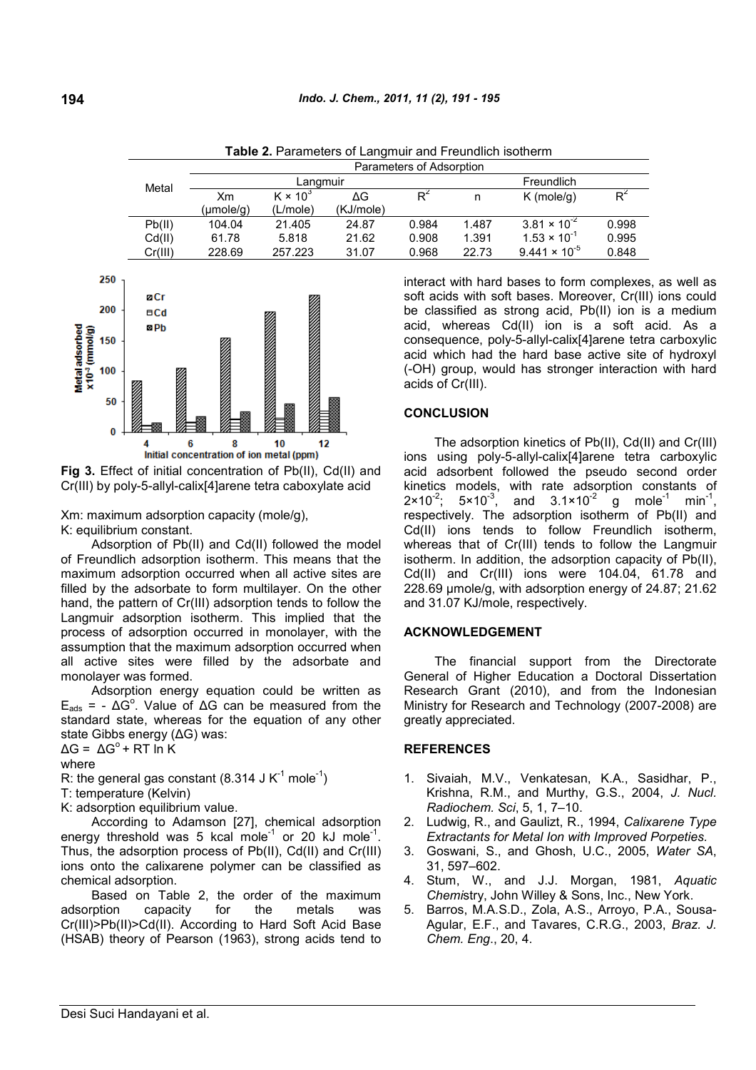**Table 2.** Parameters of Langmuir and Freundlich isotherm

| Metal | Parameters of Adsorption | | | | | | |
|---|---|---|---|---|---|---|---|
| | Langmuir | | | | Freundlich | | |
| | Xm (μmole/g) | $K \times 10^3$ (L/mole) | ΔG (KJ/mole) | $R^2$ | n | K (mole/g) | $R^2$ |
| Pb(II) | 104.04 | 21.405 | 24.87 | 0.984 | 1.487 | $3.81 \times 10^{-2}$ | 0.998 |
| Cd(II) | 61.78 | 5.818 | 21.62 | 0.908 | 1.391 | $1.53 \times 10^{-1}$ | 0.995 |
| Cr(III) | 228.69 | 257.223 | 31.07 | 0.968 | 22.73 | $9.441 \times 10^{-5}$ | 0.848 |

**Fig 3.** Effect of initial concentration of Pb(II), Cd(II) and Cr(III) by poly-5-allyl-calix[4]arene tetra caboxylate acid

Xm: maximum adsorption capacity (mole/g),
K: equilibrium constant.

Adsorption of Pb(II) and Cd(II) followed the model of Freundlich adsorption isotherm. This means that the maximum adsorption occurred when all active sites are filled by the adsorbate to form multilayer. On the other hand, the pattern of Cr(III) adsorption tends to follow the Langmuir adsorption isotherm. This implied that the process of adsorption occurred in monolayer, with the assumption that the maximum adsorption occurred when all active sites were filled by the adsorbate and monolayer was formed.

Adsorption energy equation could be written as $E_{ads} = -\Delta G^o$. Value of ΔG can be measured from the standard state, whereas for the equation of any other state Gibbs energy (ΔG) was:

$\Delta G = \Delta G^o + RT \ln K$

where

R: the general gas constant ($8.314$ J $K^{-1}$ $mole^{-1}$)
T: temperature (Kelvin)
K: adsorption equilibrium value.

According to Adamson [27], chemical adsorption energy threshold was 5 kcal $mole^{-1}$ or 20 kJ $mole^{-1}$. Thus, the adsorption process of Pb(II), Cd(II) and Cr(III) ions onto the calixarene polymer can be classified as chemical adsorption.

Based on Table 2, the order of the maximum adsorption capacity for the metals was Cr(III)>Pb(II)>Cd(II). According to Hard Soft Acid Base (HSAB) theory of Pearson (1963), strong acids tend to interact with hard bases to form complexes, as well as soft acids with soft bases. Moreover, Cr(III) ions could be classified as strong acid, Pb(II) ion is a medium acid, whereas Cd(II) ion is a soft acid. As a consequence, poly-5-allyl-calix[4]arene tetra carboxylic acid which had the hard base active site of hydroxyl (-OH) group, would has stronger interaction with hard acids of Cr(III).

## CONCLUSION

The adsorption kinetics of Pb(II), Cd(II) and Cr(III) ions using poly-5-allyl-calix[4]arene tetra carboxylic acid adsorbent followed the pseudo second order kinetics models, with rate adsorption constants of $2\times10^{-2}$; $5\times10^{-3}$, and $3.1\times10^{-2}$ g $mole^{-1}$ $min^{-1}$, respectively. The adsorption isotherm of Pb(II) and Cd(II) ions tends to follow Freundlich isotherm, whereas that of Cr(III) tends to follow the Langmuir isotherm. In addition, the adsorption capacity of Pb(II), Cd(II) and Cr(III) ions were 104.04, 61.78 and 228.69 μmole/g, with adsorption energy of 24.87; 21.62 and 31.07 KJ/mole, respectively.

## ACKNOWLEDGEMENT

The financial support from the Directorate General of Higher Education a Doctoral Dissertation Research Grant (2010), and from the Indonesian Ministry for Research and Technology (2007-2008) are greatly appreciated.

## REFERENCES

1. Sivaiah, M.V., Venkatesan, K.A., Sasidhar, P., Krishna, R.M., and Murthy, G.S., 2004, *J. Nucl. Radiochem. Sci*, 5, 1, 7–10.
2. Ludwig, R., and Gaulizt, R., 1994, *Calixarene Type Extractants for Metal Ion with Improved Porpeties.*
3. Goswani, S., and Ghosh, U.C., 2005, *Water SA*, 31, 597–602.
4. Stum, W., and J.J. Morgan, 1981, *Aquatic Chemi*stry, John Willey & Sons, Inc., New York.
5. Barros, M.A.S.D., Zola, A.S., Arroyo, P.A., Sousa-Agular, E.F., and Tavares, C.R.G., 2003, *Braz. J. Chem. Eng*., 20, 4.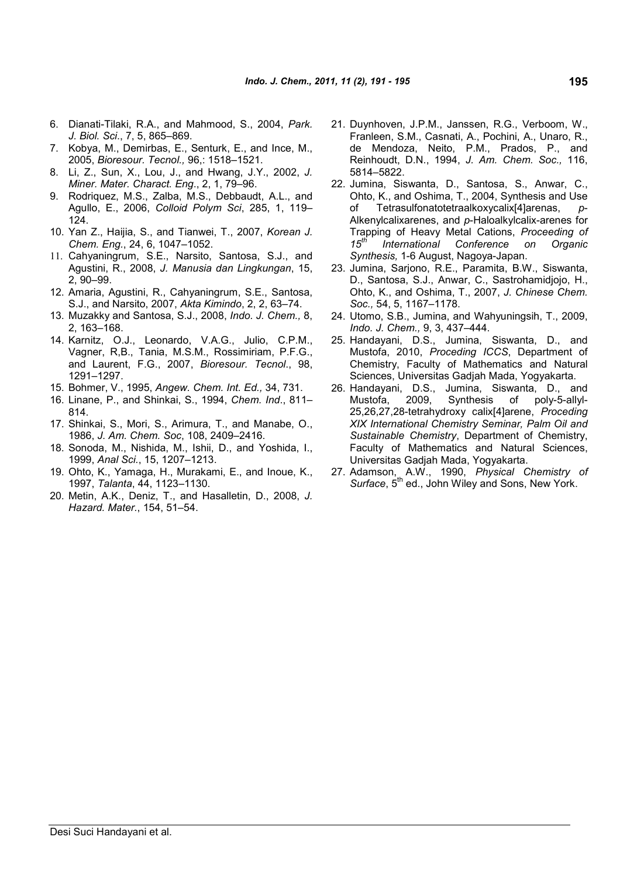6. Dianati-Tilaki, R.A., and Mahmood, S., 2004, *Park. J. Biol. Sci*., 7, 5, 865–869.
7. Kobya, M., Demirbas, E., Senturk, E., and Ince, M., 2005, *Bioresour. Tecnol.,* 96,: 1518–1521.
8. Li, Z., Sun, X., Lou, J., and Hwang, J.Y., 2002, *J. Miner. Mater. Charact. Eng*., 2, 1, 79–96.
9. Rodriquez, M.S., Zalba, M.S., Debbaudt, A.L., and Agullo, E., 2006, *Colloid Polym Sci*, 285, 1, 119–124.
10. Yan Z., Haijia, S., and Tianwei, T., 2007, *Korean J. Chem. Eng*., 24, 6, 1047–1052.
11. Cahyaningrum, S.E., Narsito, Santosa, S.J., and Agustini, R., 2008, *J. Manusia dan Lingkungan*, 15, 2, 90–99.
12. Amaria, Agustini, R., Cahyaningrum, S.E., Santosa, S.J., and Narsito, 2007, *Akta Kimindo*, 2, 2, 63–74.
13. Muzakky and Santosa, S.J., 2008, *Indo. J. Chem.,* 8, 2, 163–168.
14. Karnitz, O.J., Leonardo, V.A.G., Julio, C.P.M., Vagner, R,B., Tania, M.S.M., Rossimiriam, P.F.G., and Laurent, F.G., 2007, *Bioresour. Tecnol*., 98, 1291–1297.
15. Bohmer, V., 1995, *Angew. Chem. Int. Ed.,* 34, 731.
16. Linane, P., and Shinkai, S., 1994, *Chem. Ind*., 811–814.
17. Shinkai, S., Mori, S., Arimura, T., and Manabe, O., 1986, *J. Am. Chem. Soc*, 108, 2409–2416.
18. Sonoda, M., Nishida, M., Ishii, D., and Yoshida, I., 1999, *Anal Sci.*, 15, 1207–1213.
19. Ohto, K., Yamaga, H., Murakami, E., and Inoue, K., 1997, *Talanta*, 44, 1123–1130.
20. Metin, A.K., Deniz, T., and Hasalletin, D., 2008, *J. Hazard. Mater.*, 154, 51–54.
21. Duynhoven, J.P.M., Janssen, R.G., Verboom, W., Franleen, S.M., Casnati, A., Pochini, A., Unaro, R., de Mendoza, Neito, P.M., Prados, P., and Reinhoudt, D.N., 1994, *J. Am. Chem. Soc.,* 116, 5814–5822.
22. Jumina, Siswanta, D., Santosa, S., Anwar, C., Ohto, K., and Oshima, T., 2004, Synthesis and Use of Tetrasulfonatotetraalkoxycalix[4]arenas, *p*-Alkenylcalixarenes, and *p*-Haloalkylcalix-arenes for Trapping of Heavy Metal Cations, *Proceeding of 15th International Conference on Organic Synthesis,* 1-6 August, Nagoya-Japan.
23. Jumina, Sarjono, R.E., Paramita, B.W., Siswanta, D., Santosa, S.J., Anwar, C., Sastrohamidjojo, H., Ohto, K., and Oshima, T., 2007, *J. Chinese Chem. Soc.,* 54, 5, 1167–1178.
24. Utomo, S.B., Jumina, and Wahyuningsih, T., 2009, *Indo. J. Chem.,* 9, 3, 437–444.
25. Handayani, D.S., Jumina, Siswanta, D., and Mustofa, 2010, *Proceding ICCS*, Department of Chemistry, Faculty of Mathematics and Natural Sciences, Universitas Gadjah Mada, Yogyakarta.
26. Handayani, D.S., Jumina, Siswanta, D., and Mustofa, 2009, Synthesis of poly-5-allyl-25,26,27,28-tetrahydroxy calix[4]arene, *Proceding XIX International Chemistry Seminar, Palm Oil and Sustainable Chemistry*, Department of Chemistry, Faculty of Mathematics and Natural Sciences, Universitas Gadjah Mada, Yogyakarta.
27. Adamson, A.W., 1990, *Physical Chemistry of Surface*, 5th ed., John Wiley and Sons, New York.